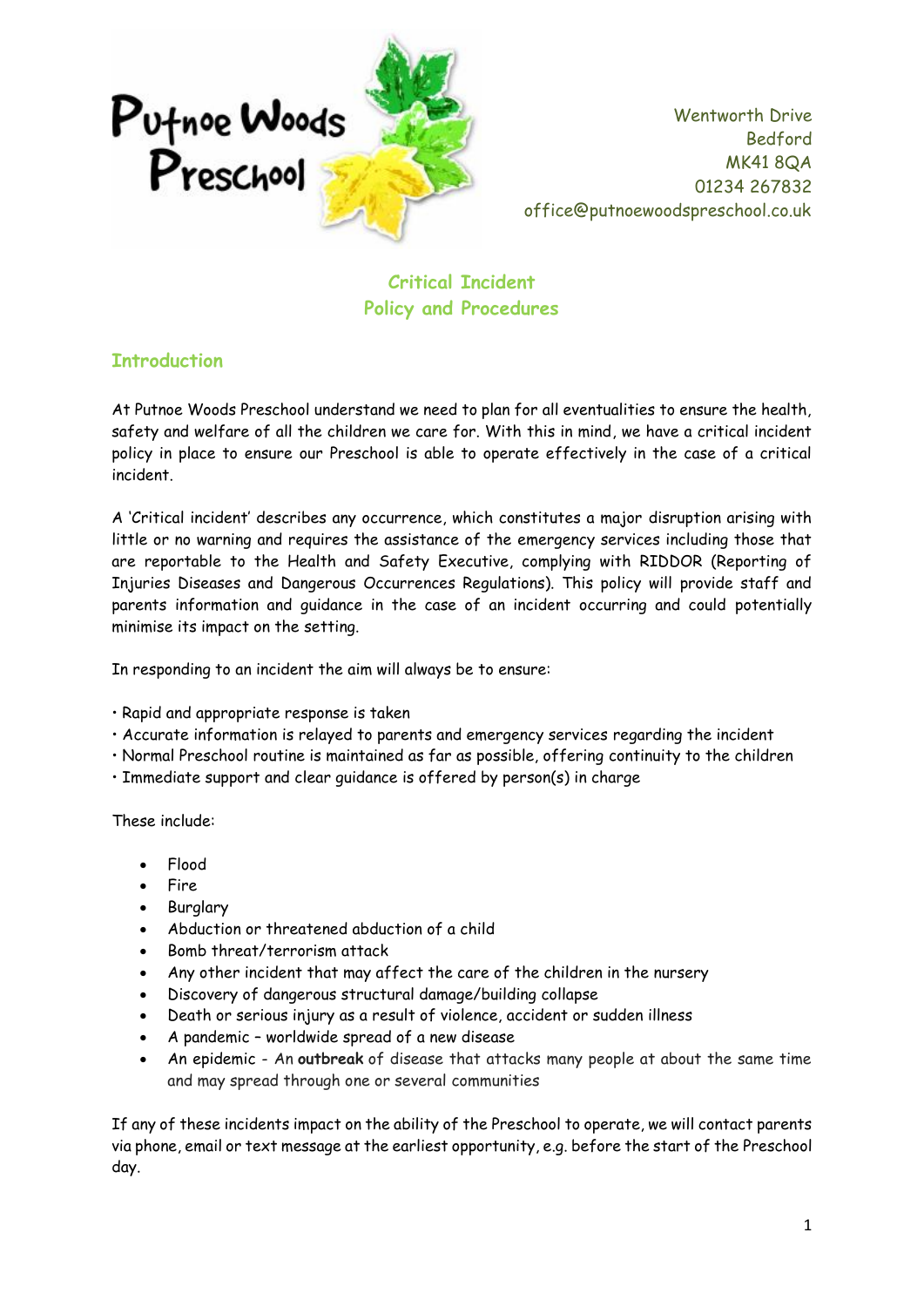Putnoe Woods Preschool

Wentworth Drive
Bedford
MK41 8QA
01234 267832
office@putnoewoodspreschool.co.uk

# Critical Incident Policy and Procedures

## Introduction

At Putnoe Woods Preschool understand we need to plan for all eventualities to ensure the health, safety and welfare of all the children we care for. With this in mind, we have a critical incident policy in place to ensure our Preschool is able to operate effectively in the case of a critical incident.

A 'Critical incident' describes any occurrence, which constitutes a major disruption arising with little or no warning and requires the assistance of the emergency services including those that are reportable to the Health and Safety Executive, complying with RIDDOR (Reporting of Injuries Diseases and Dangerous Occurrences Regulations). This policy will provide staff and parents information and guidance in the case of an incident occurring and could potentially minimise its impact on the setting.

In responding to an incident the aim will always be to ensure:

- Rapid and appropriate response is taken
- Accurate information is relayed to parents and emergency services regarding the incident
- Normal Preschool routine is maintained as far as possible, offering continuity to the children
- Immediate support and clear guidance is offered by person(s) in charge

These include:

- Flood
- Fire
- Burglary
- Abduction or threatened abduction of a child
- Bomb threat/terrorism attack
- Any other incident that may affect the care of the children in the nursery
- Discovery of dangerous structural damage/building collapse
- Death or serious injury as a result of violence, accident or sudden illness
- A pandemic – worldwide spread of a new disease
- An epidemic - An **outbreak** of disease that attacks many people at about the same time and may spread through one or several communities

If any of these incidents impact on the ability of the Preschool to operate, we will contact parents via phone, email or text message at the earliest opportunity, e.g. before the start of the Preschool day.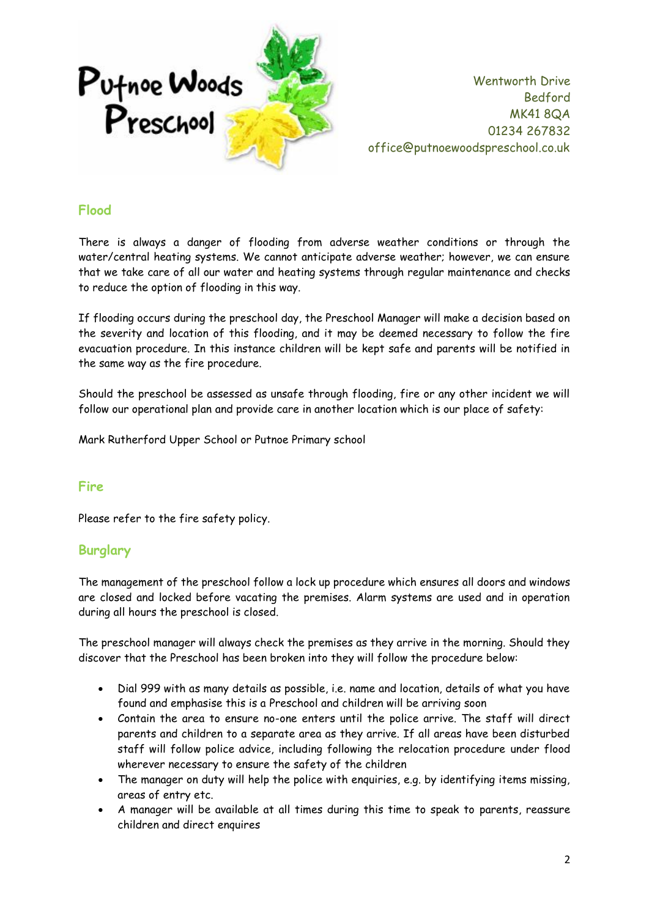**Putnoe Woods Preschool**

Wentworth Drive
Bedford
MK41 8QA
01234 267832
office@putnoewoodspreschool.co.uk

## Flood

There is always a danger of flooding from adverse weather conditions or through the water/central heating systems. We cannot anticipate adverse weather; however, we can ensure that we take care of all our water and heating systems through regular maintenance and checks to reduce the option of flooding in this way.

If flooding occurs during the preschool day, the Preschool Manager will make a decision based on the severity and location of this flooding, and it may be deemed necessary to follow the fire evacuation procedure. In this instance children will be kept safe and parents will be notified in the same way as the fire procedure.

Should the preschool be assessed as unsafe through flooding, fire or any other incident we will follow our operational plan and provide care in another location which is our place of safety:

Mark Rutherford Upper School or Putnoe Primary school

## Fire

Please refer to the fire safety policy.

## Burglary

The management of the preschool follow a lock up procedure which ensures all doors and windows are closed and locked before vacating the premises. Alarm systems are used and in operation during all hours the preschool is closed.

The preschool manager will always check the premises as they arrive in the morning. Should they discover that the Preschool has been broken into they will follow the procedure below:

- Dial 999 with as many details as possible, i.e. name and location, details of what you have found and emphasise this is a Preschool and children will be arriving soon
- Contain the area to ensure no-one enters until the police arrive. The staff will direct parents and children to a separate area as they arrive. If all areas have been disturbed staff will follow police advice, including following the relocation procedure under flood wherever necessary to ensure the safety of the children
- The manager on duty will help the police with enquiries, e.g. by identifying items missing, areas of entry etc.
- A manager will be available at all times during this time to speak to parents, reassure children and direct enquires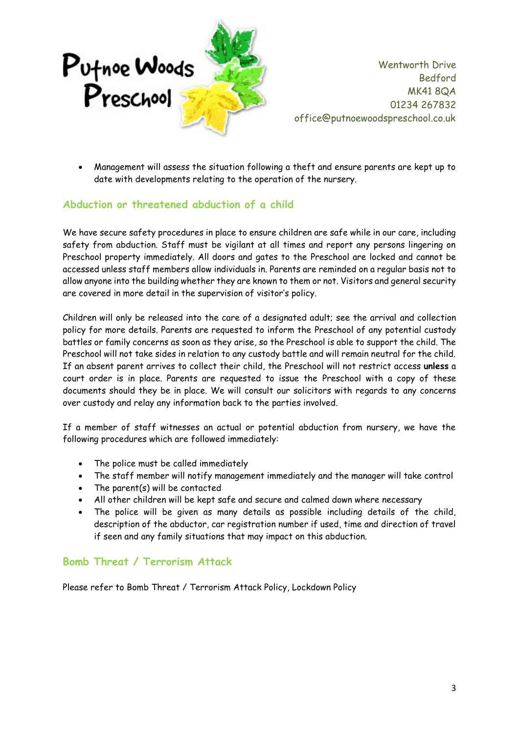- Management will assess the situation following a theft and ensure parents are kept up to date with developments relating to the operation of the nursery.

## Abduction or threatened abduction of a child

We have secure safety procedures in place to ensure children are safe while in our care, including safety from abduction. Staff must be vigilant at all times and report any persons lingering on Preschool property immediately. All doors and gates to the Preschool are locked and cannot be accessed unless staff members allow individuals in. Parents are reminded on a regular basis not to allow anyone into the building whether they are known to them or not. Visitors and general security are covered in more detail in the supervision of visitor's policy.

Children will only be released into the care of a designated adult; see the arrival and collection policy for more details. Parents are requested to inform the Preschool of any potential custody battles or family concerns as soon as they arise, so the Preschool is able to support the child. The Preschool will not take sides in relation to any custody battle and will remain neutral for the child. If an absent parent arrives to collect their child, the Preschool will not restrict access **unless** a court order is in place. Parents are requested to issue the Preschool with a copy of these documents should they be in place. We will consult our solicitors with regards to any concerns over custody and relay any information back to the parties involved.

If a member of staff witnesses an actual or potential abduction from nursery, we have the following procedures which are followed immediately:

- The police must be called immediately
- The staff member will notify management immediately and the manager will take control
- The parent(s) will be contacted
- All other children will be kept safe and secure and calmed down where necessary
- The police will be given as many details as possible including details of the child, description of the abductor, car registration number if used, time and direction of travel if seen and any family situations that may impact on this abduction.

## Bomb Threat / Terrorism Attack

Please refer to Bomb Threat / Terrorism Attack Policy, Lockdown Policy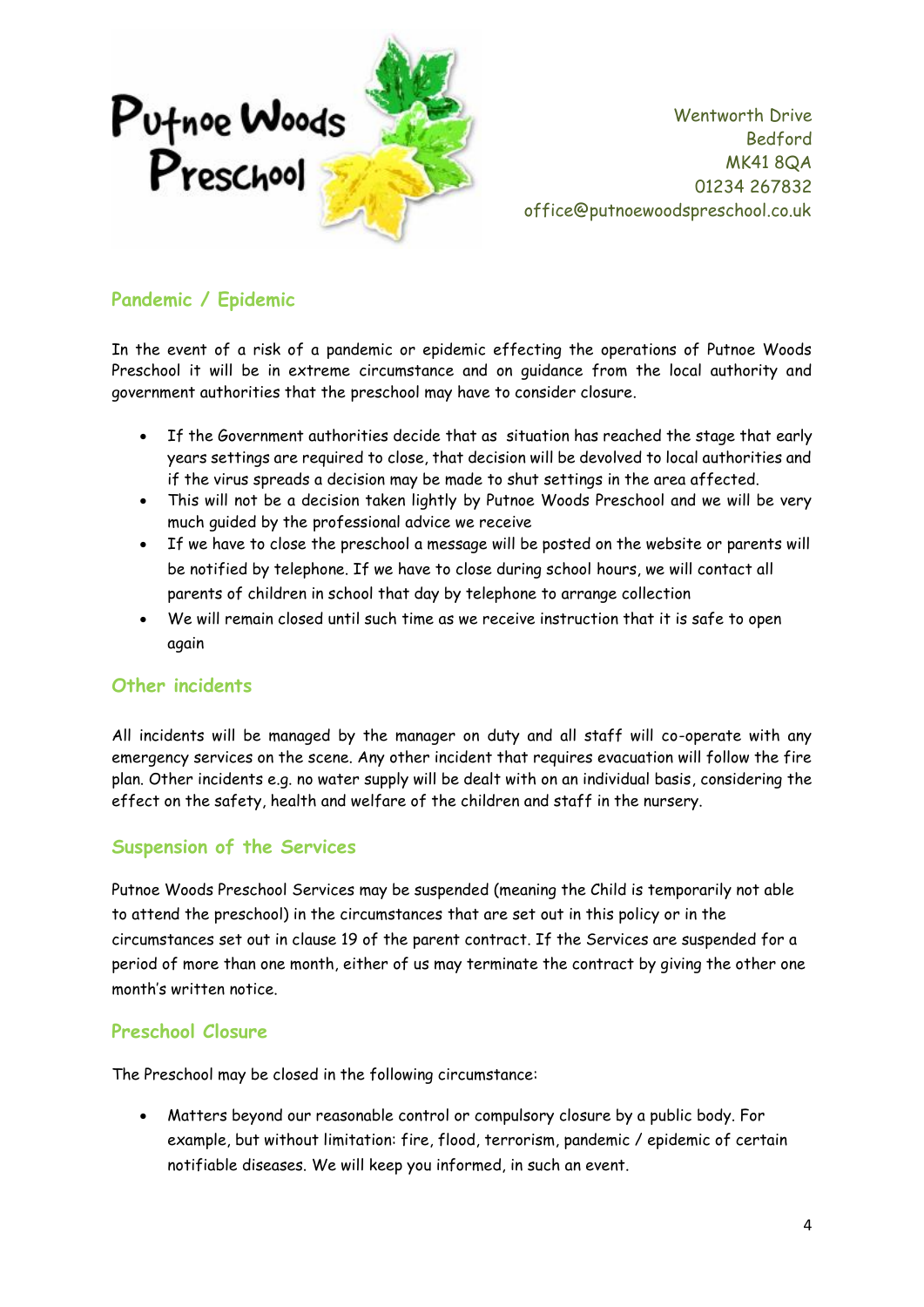Wentworth Drive
Bedford
MK41 8QA
01234 267832
office@putnoewoodspreschool.co.uk

## Pandemic / Epidemic

In the event of a risk of a pandemic or epidemic effecting the operations of Putnoe Woods Preschool it will be in extreme circumstance and on guidance from the local authority and government authorities that the preschool may have to consider closure.

- If the Government authorities decide that as situation has reached the stage that early years settings are required to close, that decision will be devolved to local authorities and if the virus spreads a decision may be made to shut settings in the area affected.
- This will not be a decision taken lightly by Putnoe Woods Preschool and we will be very much guided by the professional advice we receive
- If we have to close the preschool a message will be posted on the website or parents will be notified by telephone. If we have to close during school hours, we will contact all parents of children in school that day by telephone to arrange collection
- We will remain closed until such time as we receive instruction that it is safe to open again

## Other incidents

All incidents will be managed by the manager on duty and all staff will co-operate with any emergency services on the scene. Any other incident that requires evacuation will follow the fire plan. Other incidents e.g. no water supply will be dealt with on an individual basis, considering the effect on the safety, health and welfare of the children and staff in the nursery.

## Suspension of the Services

Putnoe Woods Preschool Services may be suspended (meaning the Child is temporarily not able to attend the preschool) in the circumstances that are set out in this policy or in the circumstances set out in clause 19 of the parent contract. If the Services are suspended for a period of more than one month, either of us may terminate the contract by giving the other one month's written notice.

## Preschool Closure

The Preschool may be closed in the following circumstance:

- Matters beyond our reasonable control or compulsory closure by a public body. For example, but without limitation: fire, flood, terrorism, pandemic / epidemic of certain notifiable diseases. We will keep you informed, in such an event.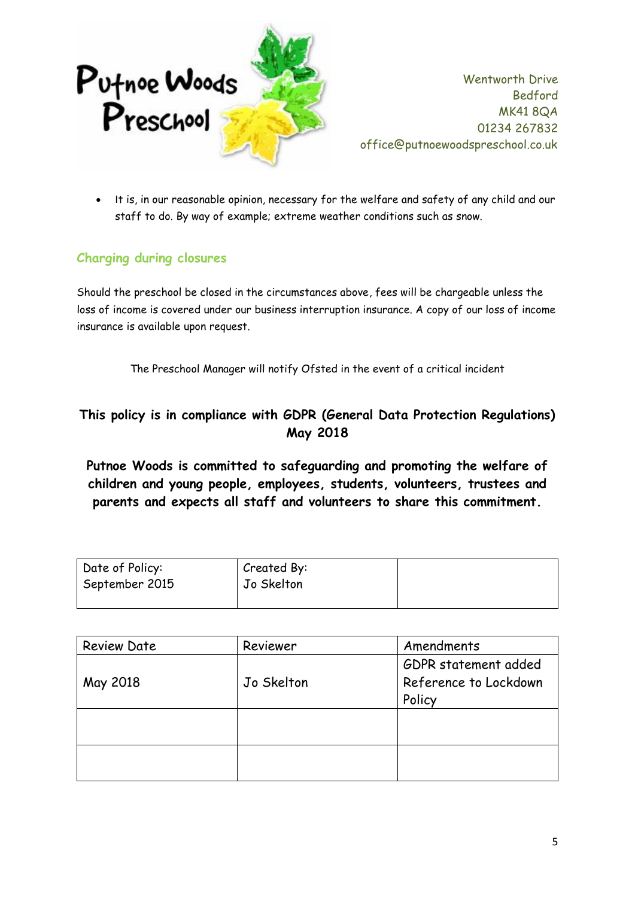- It is, in our reasonable opinion, necessary for the welfare and safety of any child and our staff to do. By way of example; extreme weather conditions such as snow.

## Charging during closures

Should the preschool be closed in the circumstances above, fees will be chargeable unless the loss of income is covered under our business interruption insurance. A copy of our loss of income insurance is available upon request.

The Preschool Manager will notify Ofsted in the event of a critical incident

**This policy is in compliance with GDPR (General Data Protection Regulations) May 2018**

**Putnoe Woods is committed to safeguarding and promoting the welfare of children and young people, employees, students, volunteers, trustees and parents and expects all staff and volunteers to share this commitment.**

| Date of Policy: September 2015 | Created By: Jo Skelton | |
|---|---|---|

| Review Date | Reviewer | Amendments |
|---|---|---|
| May 2018 | Jo Skelton | GDPR statement added Reference to Lockdown Policy |
| | | |
| | | |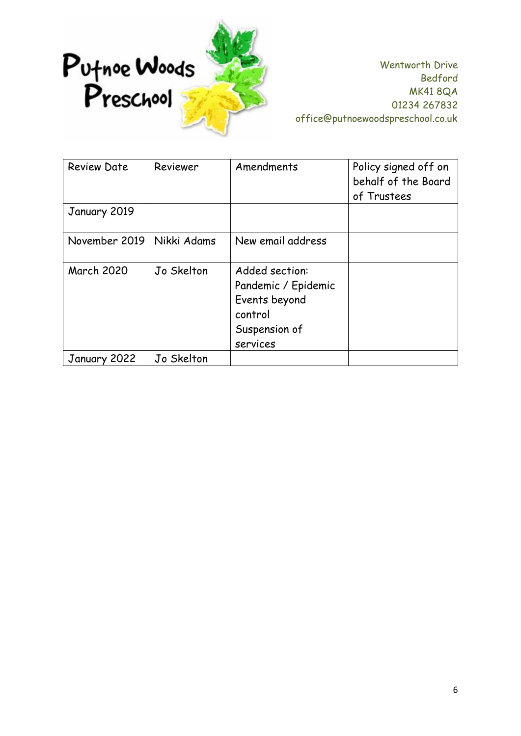Putnoe Woods Preschool

Wentworth Drive
Bedford
MK41 8QA
01234 267832
office@putnoewoodspreschool.co.uk

| Review Date | Reviewer | Amendments | Policy signed off on behalf of the Board of Trustees |
|---|---|---|---|
| January 2019 | | | |
| November 2019 | Nikki Adams | New email address | |
| March 2020 | Jo Skelton | Added section: Pandemic / Epidemic Events beyond control Suspension of services | |
| January 2022 | Jo Skelton | | |